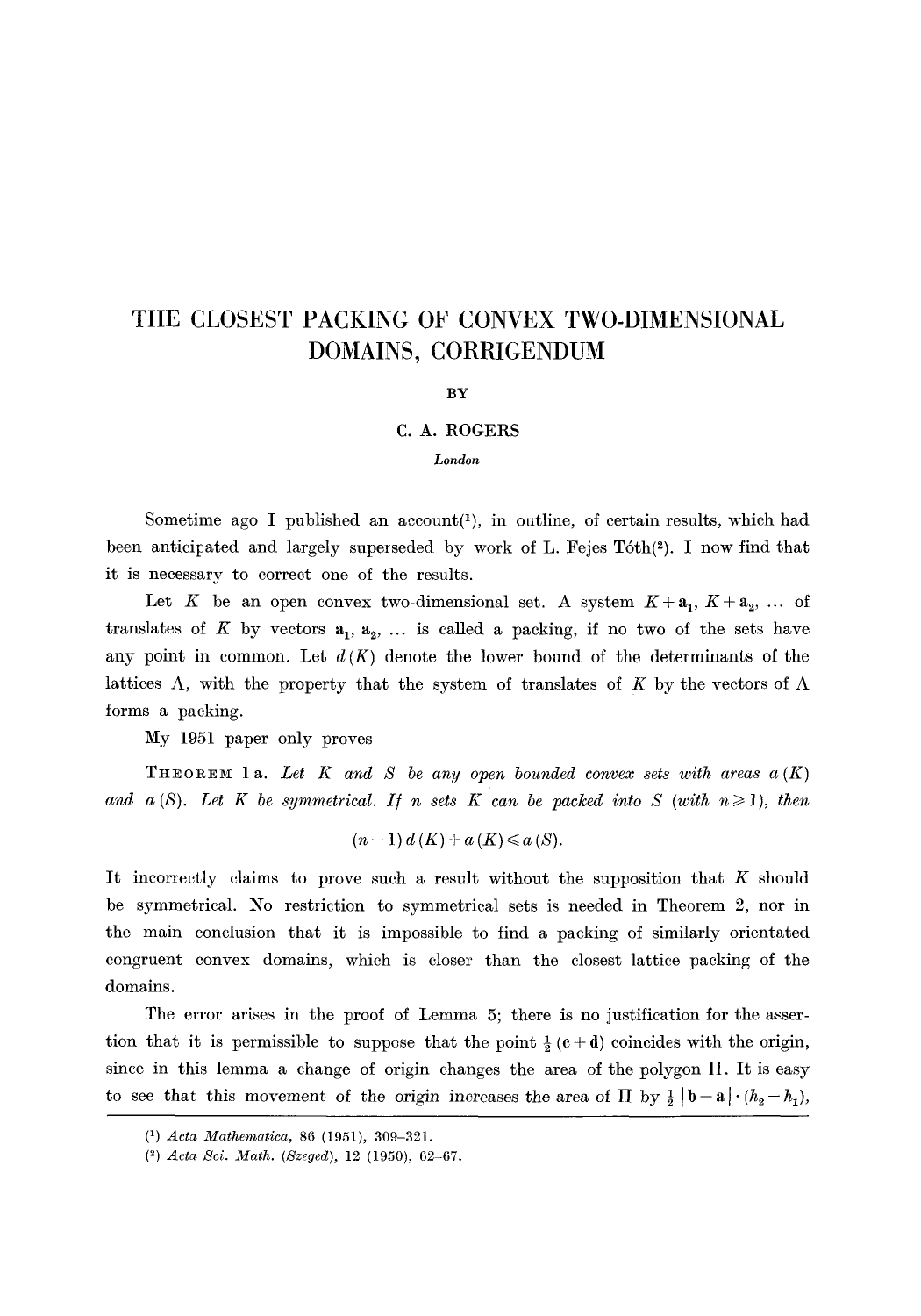# THE CLOSEST PACKING OF CONVEX TWO-DIMENSIONAL DOMAINS, CORRIGENDUM

BY

C. A. ROGERS

*London*

Sometime ago I published an account[1], in outline, of certain results, which had been anticipated and largely superseded by work of L. Fejes Tóth[2]. I now find that it is necessary to correct one of the results.

Let $K$ be an open convex two-dimensional set. A system $K+\mathbf{a}_1, K+\mathbf{a}_2, \ldots$ of translates of $K$ by vectors $\mathbf{a}_1, \mathbf{a}_2, \ldots$ is called a packing, if no two of the sets have any point in common. Let $d(K)$ denote the lower bound of the determinants of the lattices $\Lambda$, with the property that the system of translates of $K$ by the vectors of $\Lambda$ forms a packing.

My 1951 paper only proves

THEOREM 1a. *Let $K$ and $S$ be any open bounded convex sets with areas $a(K)$ and $a(S)$. Let $K$ be symmetrical. If $n$ sets $K$ can be packed into $S$ (with $n \geqslant 1$), then*

$$(n-1)\, d(K) + a(K) \leqslant a(S).$$

It incorrectly claims to prove such a result without the supposition that $K$ should be symmetrical. No restriction to symmetrical sets is needed in Theorem 2, nor in the main conclusion that it is impossible to find a packing of similarly orientated congruent convex domains, which is closer than the closest lattice packing of the domains.

The error arises in the proof of Lemma 5; there is no justification for the assertion that it is permissible to suppose that the point $\frac{1}{2}(\mathbf{c}+\mathbf{d})$ coincides with the origin, since in this lemma a change of origin changes the area of the polygon $\Pi$. It is easy to see that this movement of the origin increases the area of $\Pi$ by $\frac{1}{2}\,|\mathbf{b}-\mathbf{a}| \cdot (h_2 - h_1)$,

---

[1] *Acta Mathematica*, 86 (1951), 309–321.

[2] *Acta Sci. Math. (Szeged)*, 12 (1950), 62–67.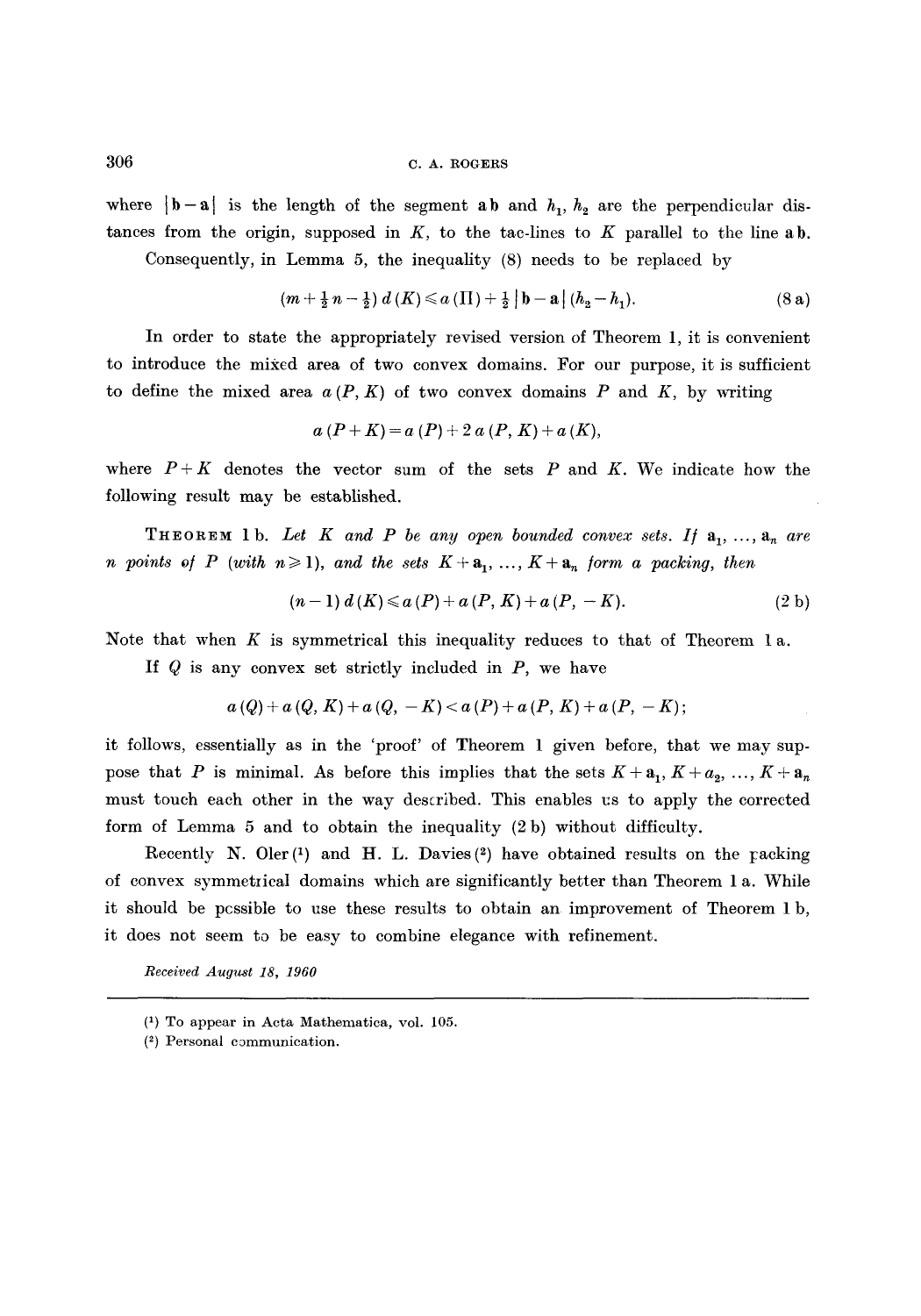where $|\mathbf{b}-\mathbf{a}|$ is the length of the segment $\mathbf{a}\mathbf{b}$ and $h_1$, $h_2$ are the perpendicular distances from the origin, supposed in $K$, to the tac-lines to $K$ parallel to the line $\mathbf{a}\mathbf{b}$.

Consequently, in Lemma 5, the inequality (8) needs to be replaced by

$$(m+\tfrac{1}{2}n-\tfrac{1}{2})\,d(K) \leqslant a(\Pi)+\tfrac{1}{2}\,|\mathbf{b}-\mathbf{a}|\,(h_2-h_1). \tag{8 a}$$

In order to state the appropriately revised version of Theorem 1, it is convenient to introduce the mixed area of two convex domains. For our purpose, it is sufficient to define the mixed area $a(P, K)$ of two convex domains $P$ and $K$, by writing

$$a(P+K)=a(P)+2\,a(P,K)+a(K),$$

where $P+K$ denotes the vector sum of the sets $P$ and $K$. We indicate how the following result may be established.

THEOREM 1 b. *Let $K$ and $P$ be any open bounded convex sets. If $\mathbf{a}_1, \ldots, \mathbf{a}_n$ are $n$ points of $P$ (with $n \geqslant 1$), and the sets $K+\mathbf{a}_1, \ldots, K+\mathbf{a}_n$ form a packing, then*

$$(n-1)\,d(K) \leqslant a(P)+a(P,K)+a(P,-K). \tag{2 b}$$

Note that when $K$ is symmetrical this inequality reduces to that of Theorem 1 a.

If $Q$ is any convex set strictly included in $P$, we have

$$a(Q)+a(Q,K)+a(Q,-K) < a(P)+a(P,K)+a(P,-K);$$

it follows, essentially as in the 'proof' of Theorem 1 given before, that we may suppose that $P$ is minimal. As before this implies that the sets $K+\mathbf{a}_1, K+a_2, \ldots, K+\mathbf{a}_n$ must touch each other in the way described. This enables us to apply the corrected form of Lemma 5 and to obtain the inequality (2 b) without difficulty.

Recently N. Oler[1] and H. L. Davies[2] have obtained results on the packing of convex symmetrical domains which are significantly better than Theorem 1 a. While it should be possible to use these results to obtain an improvement of Theorem 1 b, it does not seem to be easy to combine elegance with refinement.

*Received August 18, 1960*

---

[1] To appear in Acta Mathematica, vol. 105.

[2] Personal communication.